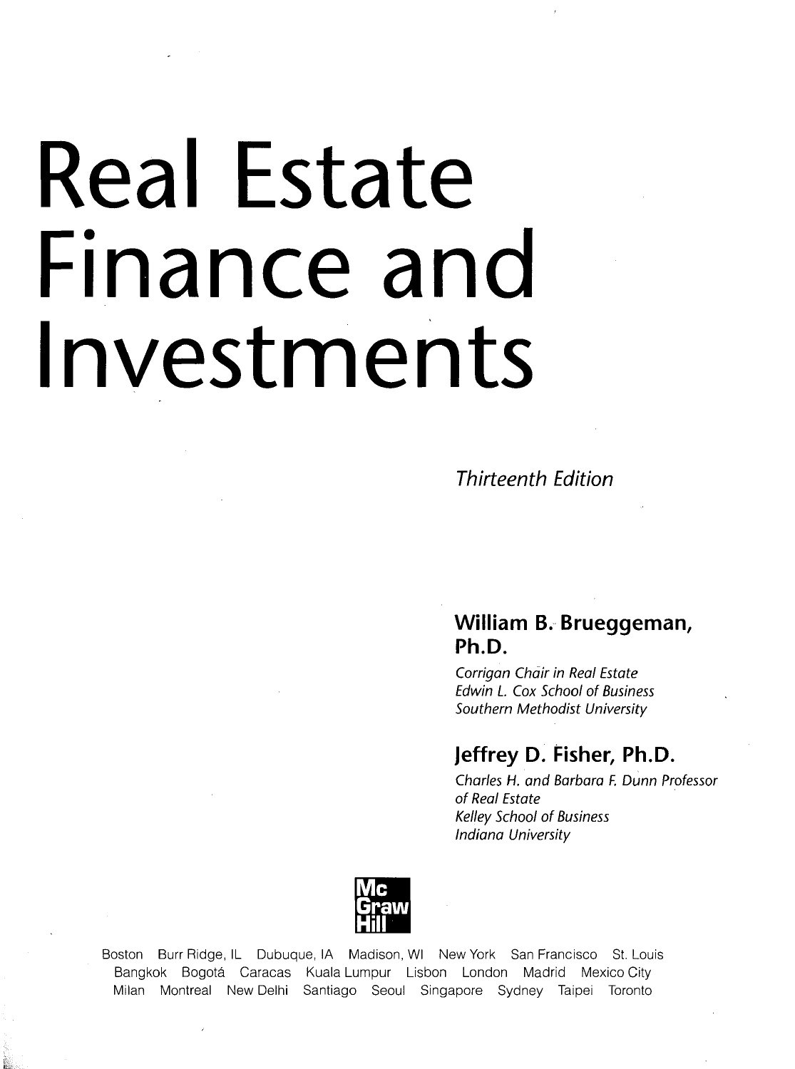# Real Estate Finance and Investments

*Thirteenth Edition*

**William B. Brueggeman, Ph.D.**

*Corrigan Chair in Real Estate*
*Edwin L. Cox School of Business*
*Southern Methodist University*

**Jeffrey D. Fisher, Ph.D.**

*Charles H. and Barbara F. Dunn Professor of Real Estate*
*Kelley School of Business*
*Indiana University*

Mc Graw Hill

Boston Burr Ridge, IL Dubuque, IA Madison, WI New York San Francisco St. Louis
Bangkok Bogotá Caracas Kuala Lumpur Lisbon London Madrid Mexico City
Milan Montreal New Delhi Santiago Seoul Singapore Sydney Taipei Toronto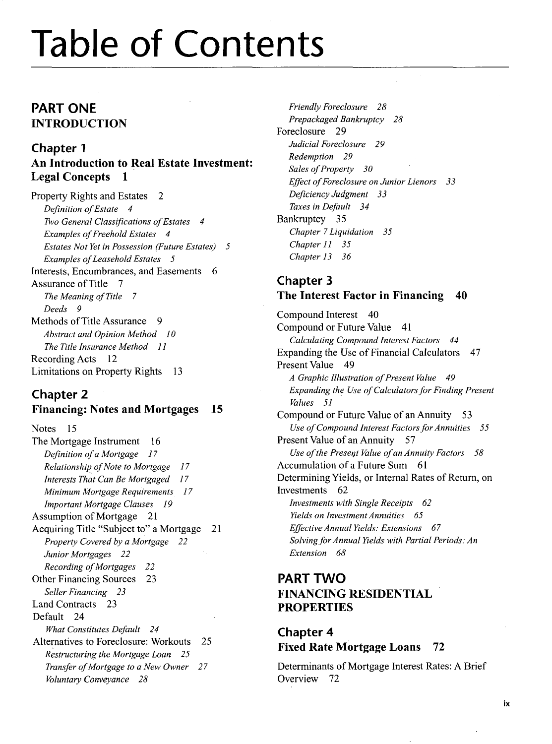# Table of Contents

## PART ONE
## INTRODUCTION

### Chapter 1
### An Introduction to Real Estate Investment: Legal Concepts 1

Property Rights and Estates 2
- *Definition of Estate 4*
- *Two General Classifications of Estates 4*
- *Examples of Freehold Estates 4*
- *Estates Not Yet in Possession (Future Estates) 5*
- *Examples of Leasehold Estates 5*

Interests, Encumbrances, and Easements 6

Assurance of Title 7
- *The Meaning of Title 7*
- *Deeds 9*

Methods of Title Assurance 9
- *Abstract and Opinion Method 10*
- *The Title Insurance Method 11*

Recording Acts 12

Limitations on Property Rights 13

### Chapter 2
### Financing: Notes and Mortgages 15

Notes 15

The Mortgage Instrument 16
- *Definition of a Mortgage 17*
- *Relationship of Note to Mortgage 17*
- *Interests That Can Be Mortgaged 17*
- *Minimum Mortgage Requirements 17*
- *Important Mortgage Clauses 19*

Assumption of Mortgage 21

Acquiring Title "Subject to" a Mortgage 21
- *Property Covered by a Mortgage 22*
- *Junior Mortgages 22*
- *Recording of Mortgages 22*

Other Financing Sources 23
- *Seller Financing 23*

Land Contracts 23

Default 24
- *What Constitutes Default 24*

Alternatives to Foreclosure: Workouts 25
- *Restructuring the Mortgage Loan 25*
- *Transfer of Mortgage to a New Owner 27*
- *Voluntary Conveyance 28*
- *Friendly Foreclosure 28*
- *Prepackaged Bankruptcy 28*

Foreclosure 29
- *Judicial Foreclosure 29*
- *Redemption 29*
- *Sales of Property 30*
- *Effect of Foreclosure on Junior Lienors 33*
- *Deficiency Judgment 33*
- *Taxes in Default 34*

Bankruptcy 35
- *Chapter 7 Liquidation 35*
- *Chapter 11 35*
- *Chapter 13 36*

### Chapter 3
### The Interest Factor in Financing 40

Compound Interest 40

Compound or Future Value 41
- *Calculating Compound Interest Factors 44*

Expanding the Use of Financial Calculators 47

Present Value 49
- *A Graphic Illustration of Present Value 49*
- *Expanding the Use of Calculators for Finding Present Values 51*

Compound or Future Value of an Annuity 53
- *Use of Compound Interest Factors for Annuities 55*

Present Value of an Annuity 57
- *Use of the Present Value of an Annuity Factors 58*

Accumulation of a Future Sum 61

Determining Yields, or Internal Rates of Return, on Investments 62
- *Investments with Single Receipts 62*
- *Yields on Investment Annuities 65*
- *Effective Annual Yields: Extensions 67*
- *Solving for Annual Yields with Partial Periods: An Extension 68*

## PART TWO
## FINANCING RESIDENTIAL PROPERTIES

### Chapter 4
### Fixed Rate Mortgage Loans 72

Determinants of Mortgage Interest Rates: A Brief Overview 72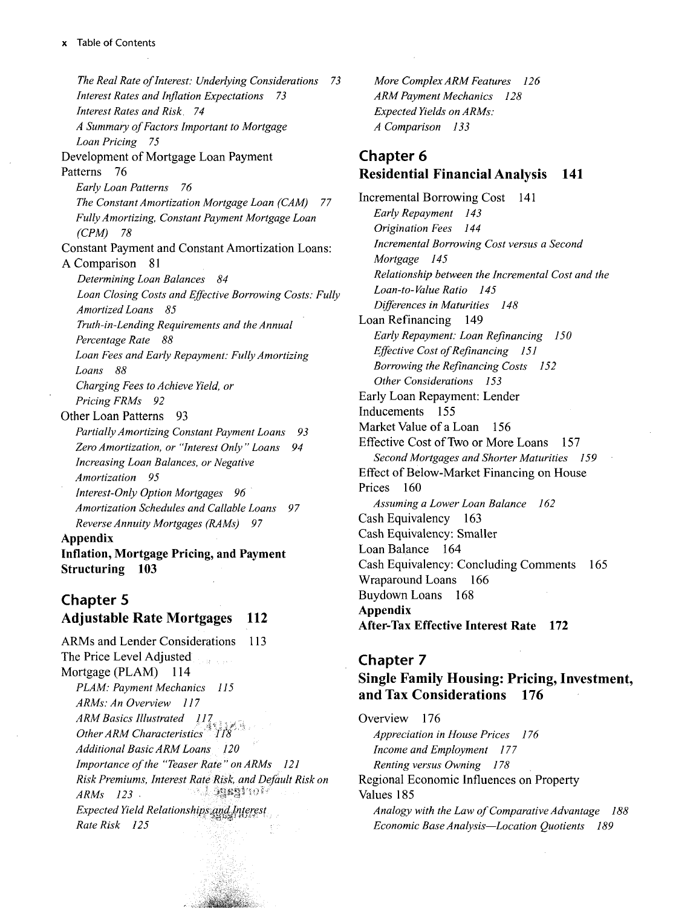*The Real Rate of Interest: Underlying Considerations 73*
*Interest Rates and Inflation Expectations 73*
*Interest Rates and Risk 74*
*A Summary of Factors Important to Mortgage Loan Pricing 75*

Development of Mortgage Loan Payment Patterns 76

*Early Loan Patterns 76*
*The Constant Amortization Mortgage Loan (CAM) 77*
*Fully Amortizing, Constant Payment Mortgage Loan (CPM) 78*

Constant Payment and Constant Amortization Loans: A Comparison 81

*Determining Loan Balances 84*
*Loan Closing Costs and Effective Borrowing Costs: Fully Amortized Loans 85*
*Truth-in-Lending Requirements and the Annual Percentage Rate 88*
*Loan Fees and Early Repayment: Fully Amortizing Loans 88*
*Charging Fees to Achieve Yield, or Pricing FRMs 92*

Other Loan Patterns 93

*Partially Amortizing Constant Payment Loans 93*
*Zero Amortization, or "Interest Only" Loans 94*
*Increasing Loan Balances, or Negative Amortization 95*
*Interest-Only Option Mortgages 96*
*Amortization Schedules and Callable Loans 97*
*Reverse Annuity Mortgages (RAMs) 97*

**Appendix**
**Inflation, Mortgage Pricing, and Payment Structuring 103**

## Chapter 5
## Adjustable Rate Mortgages 112

ARMs and Lender Considerations 113

The Price Level Adjusted Mortgage (PLAM) 114

*PLAM: Payment Mechanics 115*
*ARMs: An Overview 117*
*ARM Basics Illustrated 117*
*Other ARM Characteristics 118*
*Additional Basic ARM Loans 120*
*Importance of the "Teaser Rate" on ARMs 121*
*Risk Premiums, Interest Rate Risk, and Default Risk on ARMs 123*
*Expected Yield Relationships and Interest Rate Risk 125*
*More Complex ARM Features 126*
*ARM Payment Mechanics 128*
*Expected Yields on ARMs: A Comparison 133*

## Chapter 6
## Residential Financial Analysis 141

Incremental Borrowing Cost 141

*Early Repayment 143*
*Origination Fees 144*
*Incremental Borrowing Cost versus a Second Mortgage 145*
*Relationship between the Incremental Cost and the Loan-to-Value Ratio 145*
*Differences in Maturities 148*

Loan Refinancing 149

*Early Repayment: Loan Refinancing 150*
*Effective Cost of Refinancing 151*
*Borrowing the Refinancing Costs 152*
*Other Considerations 153*

Early Loan Repayment: Lender Inducements 155

Market Value of a Loan 156

Effective Cost of Two or More Loans 157

*Second Mortgages and Shorter Maturities 159*

Effect of Below-Market Financing on House Prices 160

*Assuming a Lower Loan Balance 162*

Cash Equivalency 163

Cash Equivalency: Smaller Loan Balance 164

Cash Equivalency: Concluding Comments 165

Wraparound Loans 166

Buydown Loans 168

**Appendix**
**After-Tax Effective Interest Rate 172**

## Chapter 7
## Single Family Housing: Pricing, Investment, and Tax Considerations 176

Overview 176

*Appreciation in House Prices 176*
*Income and Employment 177*
*Renting versus Owning 178*

Regional Economic Influences on Property Values 185

*Analogy with the Law of Comparative Advantage 188*
*Economic Base Analysis—Location Quotients 189*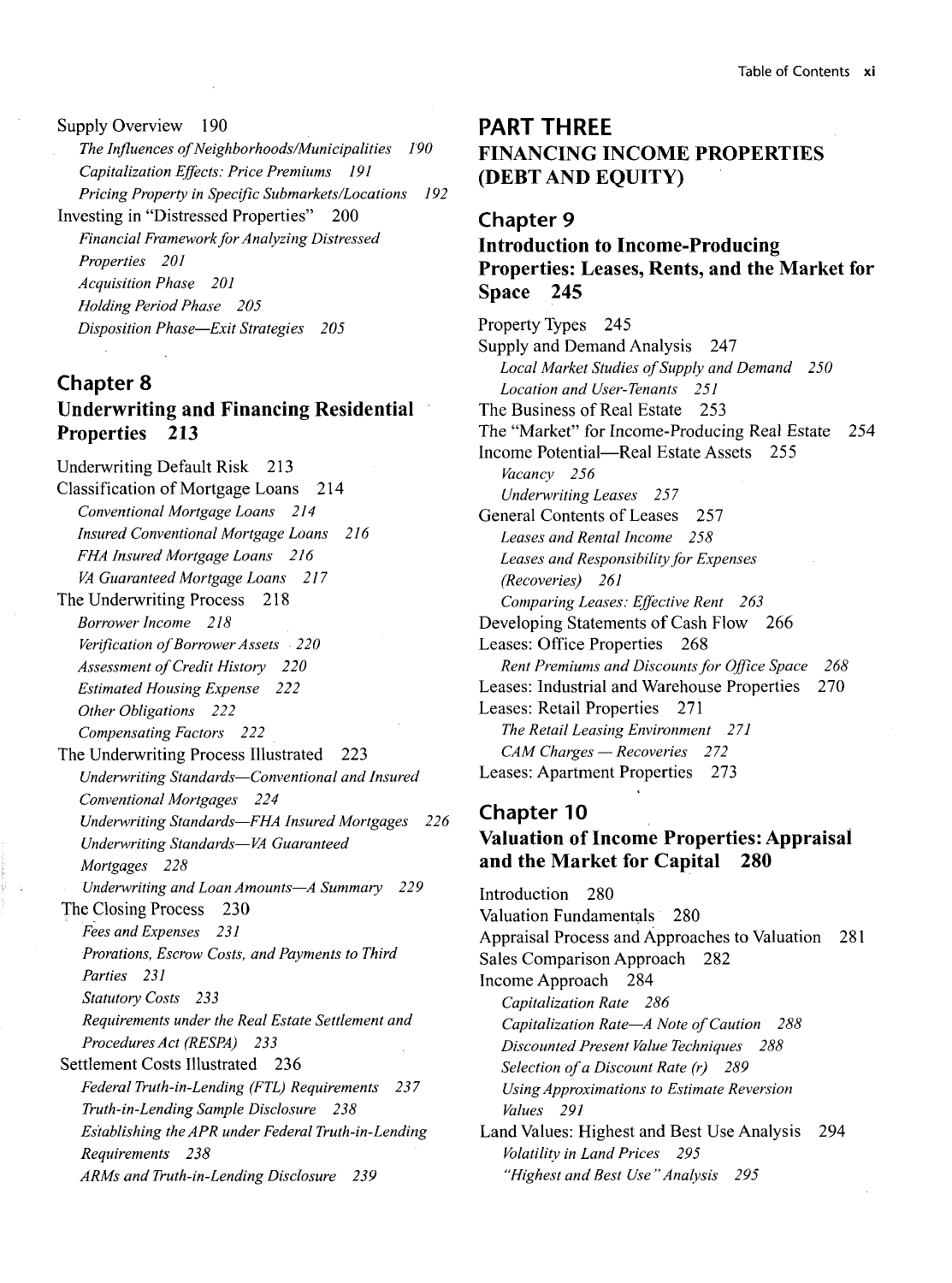Supply Overview 190

*The Influences of Neighborhoods/Municipalities 190*

*Capitalization Effects: Price Premiums 191*

*Pricing Property in Specific Submarkets/Locations 192*

Investing in "Distressed Properties" 200

*Financial Framework for Analyzing Distressed Properties 201*

*Acquisition Phase 201*

*Holding Period Phase 205*

*Disposition Phase—Exit Strategies 205*

## Chapter 8
## Underwriting and Financing Residential Properties 213

Underwriting Default Risk 213

Classification of Mortgage Loans 214

*Conventional Mortgage Loans 214*

*Insured Conventional Mortgage Loans 216*

*FHA Insured Mortgage Loans 216*

*VA Guaranteed Mortgage Loans 217*

The Underwriting Process 218

*Borrower Income 218*

*Verification of Borrower Assets 220*

*Assessment of Credit History 220*

*Estimated Housing Expense 222*

*Other Obligations 222*

*Compensating Factors 222*

The Underwriting Process Illustrated 223

*Underwriting Standards—Conventional and Insured Conventional Mortgages 224*

*Underwriting Standards—FHA Insured Mortgages 226*

*Underwriting Standards—VA Guaranteed Mortgages 228*

*Underwriting and Loan Amounts—A Summary 229*

The Closing Process 230

*Fees and Expenses 231*

*Prorations, Escrow Costs, and Payments to Third Parties 231*

*Statutory Costs 233*

*Requirements under the Real Estate Settlement and Procedures Act (RESPA) 233*

Settlement Costs Illustrated 236

*Federal Truth-in-Lending (FTL) Requirements 237*

*Truth-in-Lending Sample Disclosure 238*

*Establishing the APR under Federal Truth-in-Lending Requirements 238*

*ARMs and Truth-in-Lending Disclosure 239*

# PART THREE
# FINANCING INCOME PROPERTIES (DEBT AND EQUITY)

## Chapter 9
## Introduction to Income-Producing Properties: Leases, Rents, and the Market for Space 245

Property Types 245

Supply and Demand Analysis 247

*Local Market Studies of Supply and Demand 250*

*Location and User-Tenants 251*

The Business of Real Estate 253

The "Market" for Income-Producing Real Estate 254

Income Potential—Real Estate Assets 255

*Vacancy 256*

*Underwriting Leases 257*

General Contents of Leases 257

*Leases and Rental Income 258*

*Leases and Responsibility for Expenses (Recoveries) 261*

*Comparing Leases: Effective Rent 263*

Developing Statements of Cash Flow 266

Leases: Office Properties 268

*Rent Premiums and Discounts for Office Space 268*

Leases: Industrial and Warehouse Properties 270

Leases: Retail Properties 271

*The Retail Leasing Environment 271*

*CAM Charges — Recoveries 272*

Leases: Apartment Properties 273

## Chapter 10
## Valuation of Income Properties: Appraisal and the Market for Capital 280

Introduction 280

Valuation Fundamentals 280

Appraisal Process and Approaches to Valuation 281

Sales Comparison Approach 282

Income Approach 284

*Capitalization Rate 286*

*Capitalization Rate—A Note of Caution 288*

*Discounted Present Value Techniques 288*

*Selection of a Discount Rate (r) 289*

*Using Approximations to Estimate Reversion Values 291*

Land Values: Highest and Best Use Analysis 294

*Volatility in Land Prices 295*

*"Highest and Best Use" Analysis 295*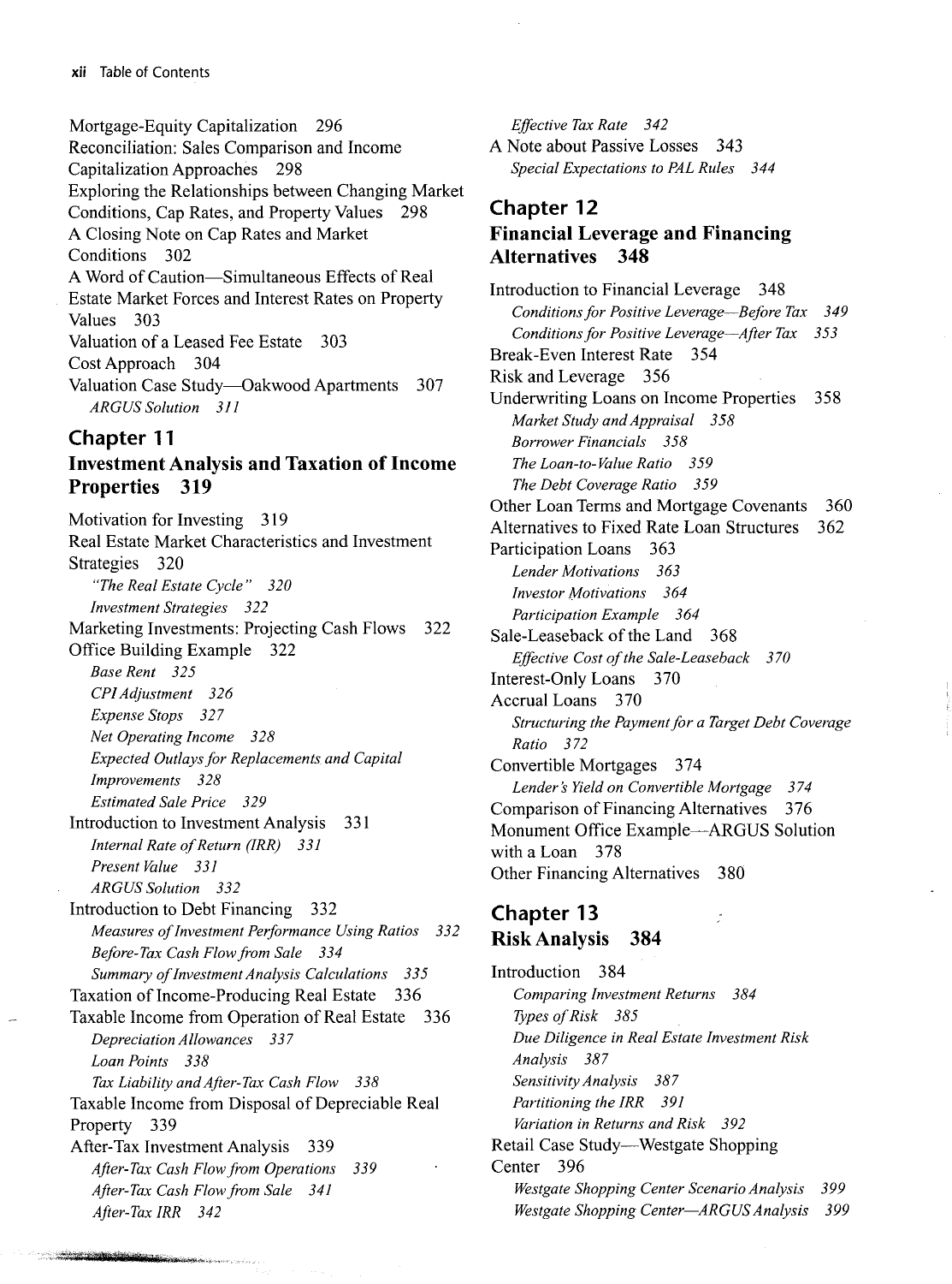Mortgage-Equity Capitalization 296
Reconciliation: Sales Comparison and Income Capitalization Approaches 298
Exploring the Relationships between Changing Market Conditions, Cap Rates, and Property Values 298
A Closing Note on Cap Rates and Market Conditions 302
A Word of Caution—Simultaneous Effects of Real Estate Market Forces and Interest Rates on Property Values 303
Valuation of a Leased Fee Estate 303
Cost Approach 304
Valuation Case Study—Oakwood Apartments 307
*ARGUS Solution 311*

## Chapter 11
## Investment Analysis and Taxation of Income Properties 319

Motivation for Investing 319
Real Estate Market Characteristics and Investment Strategies 320
*"The Real Estate Cycle" 320*
*Investment Strategies 322*
Marketing Investments: Projecting Cash Flows 322
Office Building Example 322
*Base Rent 325*
*CPI Adjustment 326*
*Expense Stops 327*
*Net Operating Income 328*
*Expected Outlays for Replacements and Capital Improvements 328*
*Estimated Sale Price 329*
Introduction to Investment Analysis 331
*Internal Rate of Return (IRR) 331*
*Present Value 331*
*ARGUS Solution 332*
Introduction to Debt Financing 332
*Measures of Investment Performance Using Ratios 332*
*Before-Tax Cash Flow from Sale 334*
*Summary of Investment Analysis Calculations 335*
Taxation of Income-Producing Real Estate 336
Taxable Income from Operation of Real Estate 336
*Depreciation Allowances 337*
*Loan Points 338*
*Tax Liability and After-Tax Cash Flow 338*
Taxable Income from Disposal of Depreciable Real Property 339
After-Tax Investment Analysis 339
*After-Tax Cash Flow from Operations 339*
*After-Tax Cash Flow from Sale 341*
*After-Tax IRR 342*
*Effective Tax Rate 342*
A Note about Passive Losses 343
*Special Expectations to PAL Rules 344*

## Chapter 12
## Financial Leverage and Financing Alternatives 348

Introduction to Financial Leverage 348
*Conditions for Positive Leverage—Before Tax 349*
*Conditions for Positive Leverage—After Tax 353*
Break-Even Interest Rate 354
Risk and Leverage 356
Underwriting Loans on Income Properties 358
*Market Study and Appraisal 358*
*Borrower Financials 358*
*The Loan-to-Value Ratio 359*
*The Debt Coverage Ratio 359*
Other Loan Terms and Mortgage Covenants 360
Alternatives to Fixed Rate Loan Structures 362
Participation Loans 363
*Lender Motivations 363*
*Investor Motivations 364*
*Participation Example 364*
Sale-Leaseback of the Land 368
*Effective Cost of the Sale-Leaseback 370*
Interest-Only Loans 370
Accrual Loans 370
*Structuring the Payment for a Target Debt Coverage Ratio 372*
Convertible Mortgages 374
*Lender's Yield on Convertible Mortgage 374*
Comparison of Financing Alternatives 376
Monument Office Example—ARGUS Solution with a Loan 378
Other Financing Alternatives 380

## Chapter 13
## Risk Analysis 384

Introduction 384
*Comparing Investment Returns 384*
*Types of Risk 385*
*Due Diligence in Real Estate Investment Risk Analysis 387*
*Sensitivity Analysis 387*
*Partitioning the IRR 391*
*Variation in Returns and Risk 392*
Retail Case Study—Westgate Shopping Center 396
*Westgate Shopping Center Scenario Analysis 399*
*Westgate Shopping Center—ARGUS Analysis 399*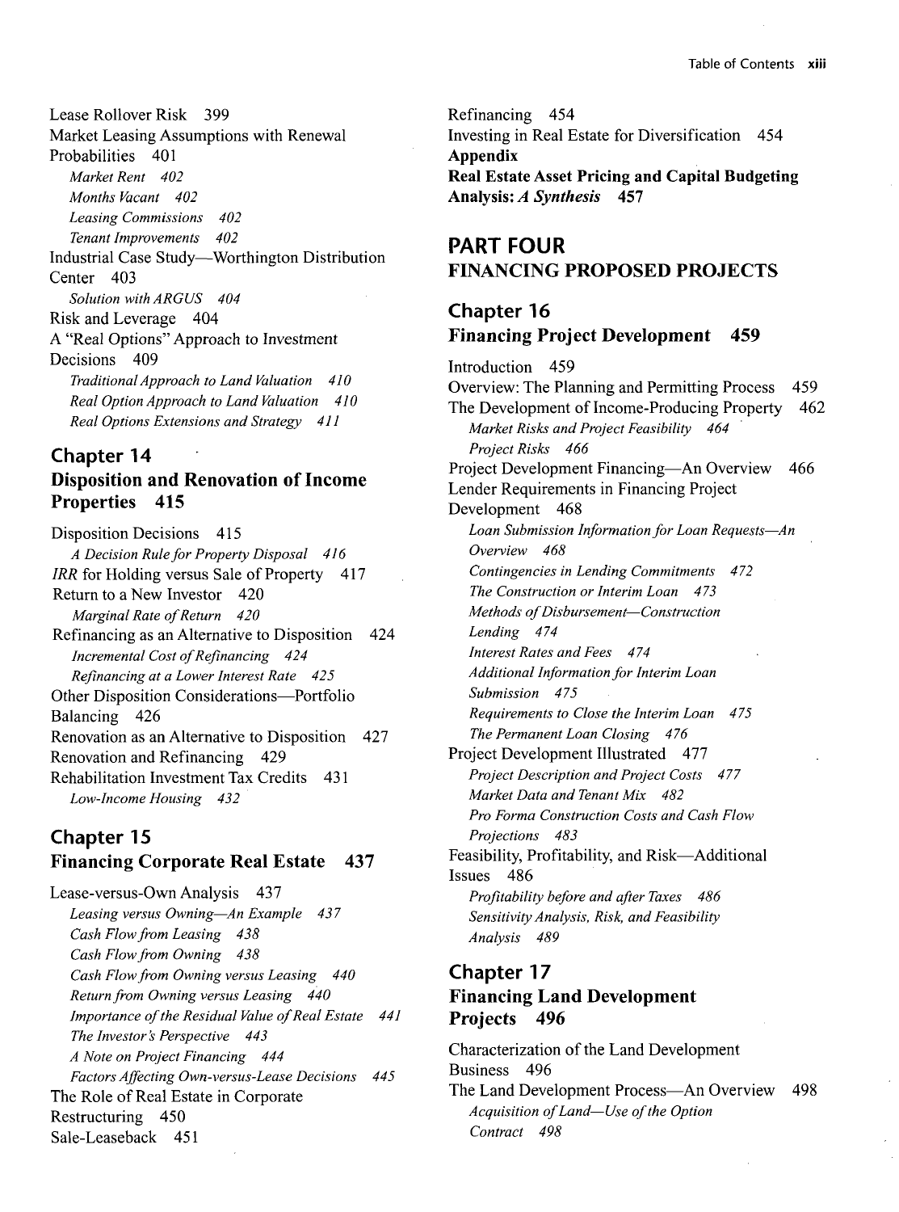Lease Rollover Risk 399
Market Leasing Assumptions with Renewal Probabilities 401
*Market Rent 402*
*Months Vacant 402*
*Leasing Commissions 402*
*Tenant Improvements 402*
Industrial Case Study—Worthington Distribution Center 403
*Solution with ARGUS 404*
Risk and Leverage 404
A "Real Options" Approach to Investment Decisions 409
*Traditional Approach to Land Valuation 410*
*Real Option Approach to Land Valuation 410*
*Real Options Extensions and Strategy 411*

## Chapter 14
## Disposition and Renovation of Income Properties 415

Disposition Decisions 415
*A Decision Rule for Property Disposal 416*
*IRR* for Holding versus Sale of Property 417
Return to a New Investor 420
*Marginal Rate of Return 420*
Refinancing as an Alternative to Disposition 424
*Incremental Cost of Refinancing 424*
*Refinancing at a Lower Interest Rate 425*
Other Disposition Considerations—Portfolio Balancing 426
Renovation as an Alternative to Disposition 427
Renovation and Refinancing 429
Rehabilitation Investment Tax Credits 431
*Low-Income Housing 432*

## Chapter 15
## Financing Corporate Real Estate 437

Lease-versus-Own Analysis 437
*Leasing versus Owning—An Example 437*
*Cash Flow from Leasing 438*
*Cash Flow from Owning 438*
*Cash Flow from Owning versus Leasing 440*
*Return from Owning versus Leasing 440*
*Importance of the Residual Value of Real Estate 441*
*The Investor's Perspective 443*
*A Note on Project Financing 444*
*Factors Affecting Own-versus-Lease Decisions 445*
The Role of Real Estate in Corporate Restructuring 450
Sale-Leaseback 451
Refinancing 454
Investing in Real Estate for Diversification 454
**Appendix**
**Real Estate Asset Pricing and Capital Budgeting Analysis: *A Synthesis* 457**

# PART FOUR
# FINANCING PROPOSED PROJECTS

## Chapter 16
## Financing Project Development 459

Introduction 459
Overview: The Planning and Permitting Process 459
The Development of Income-Producing Property 462
*Market Risks and Project Feasibility 464*
*Project Risks 466*
Project Development Financing—An Overview 466
Lender Requirements in Financing Project Development 468
*Loan Submission Information for Loan Requests—An Overview 468*
*Contingencies in Lending Commitments 472*
*The Construction or Interim Loan 473*
*Methods of Disbursement—Construction Lending 474*
*Interest Rates and Fees 474*
*Additional Information for Interim Loan Submission 475*
*Requirements to Close the Interim Loan 475*
*The Permanent Loan Closing 476*
Project Development Illustrated 477
*Project Description and Project Costs 477*
*Market Data and Tenant Mix 482*
*Pro Forma Construction Costs and Cash Flow Projections 483*
Feasibility, Profitability, and Risk—Additional Issues 486
*Profitability before and after Taxes 486*
*Sensitivity Analysis, Risk, and Feasibility Analysis 489*

## Chapter 17
## Financing Land Development Projects 496

Characterization of the Land Development Business 496
The Land Development Process—An Overview 498
*Acquisition of Land—Use of the Option Contract 498*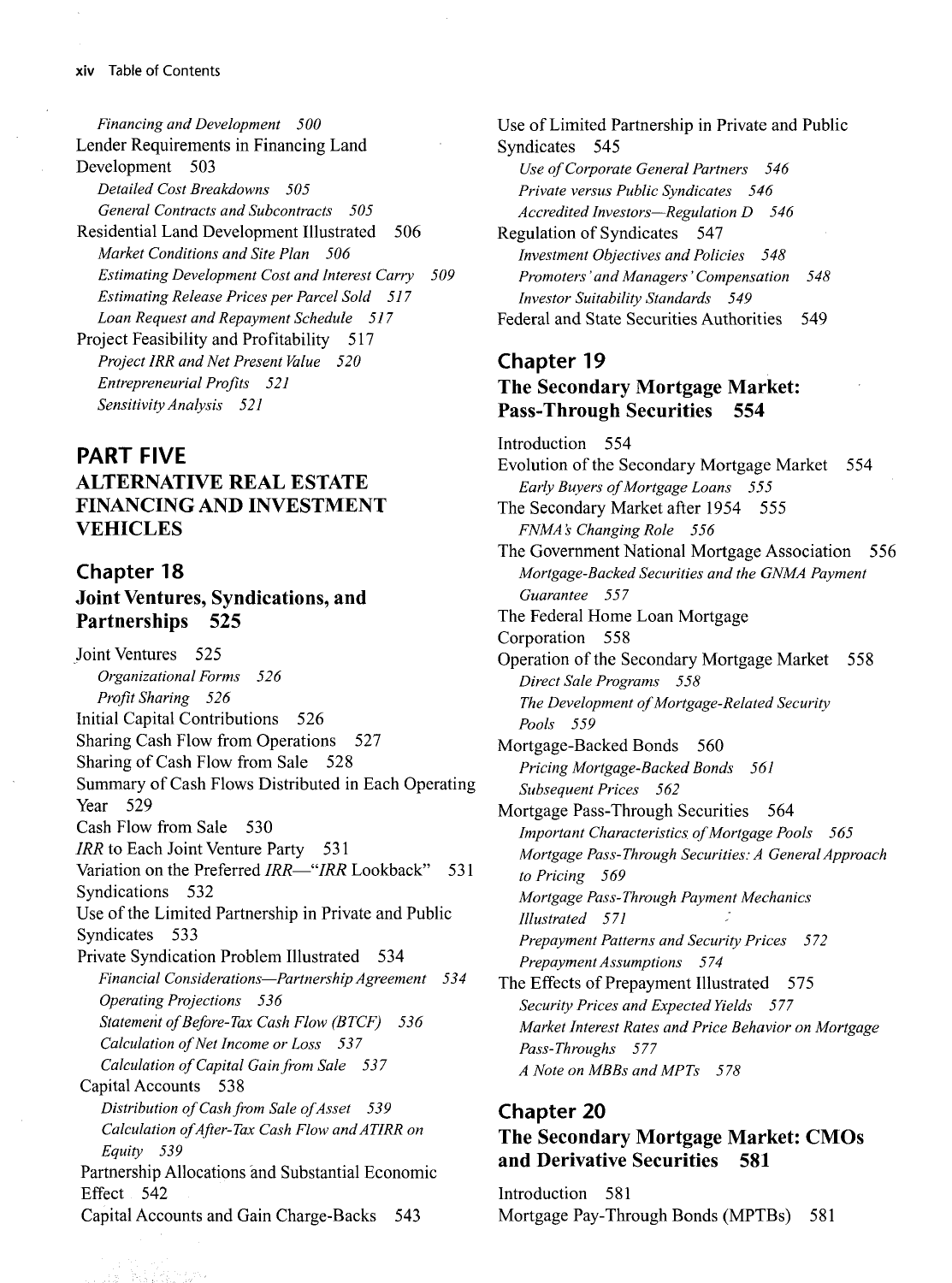*Financing and Development 500*

Lender Requirements in Financing Land Development 503

*Detailed Cost Breakdowns 505*

*General Contracts and Subcontracts 505*

Residential Land Development Illustrated 506

*Market Conditions and Site Plan 506*

*Estimating Development Cost and Interest Carry 509*

*Estimating Release Prices per Parcel Sold 517*

*Loan Request and Repayment Schedule 517*

Project Feasibility and Profitability 517

*Project IRR and Net Present Value 520*

*Entrepreneurial Profits 521*

*Sensitivity Analysis 521*

# PART FIVE
# ALTERNATIVE REAL ESTATE FINANCING AND INVESTMENT VEHICLES

## Chapter 18
## Joint Ventures, Syndications, and Partnerships 525

Joint Ventures 525

*Organizational Forms 526*

*Profit Sharing 526*

Initial Capital Contributions 526

Sharing Cash Flow from Operations 527

Sharing of Cash Flow from Sale 528

Summary of Cash Flows Distributed in Each Operating Year 529

Cash Flow from Sale 530

*IRR* to Each Joint Venture Party 531

Variation on the Preferred *IRR*—"*IRR* Lookback" 531

Syndications 532

Use of the Limited Partnership in Private and Public Syndicates 533

Private Syndication Problem Illustrated 534

*Financial Considerations—Partnership Agreement 534*

*Operating Projections 536*

*Statement of Before-Tax Cash Flow (BTCF) 536*

*Calculation of Net Income or Loss 537*

*Calculation of Capital Gain from Sale 537*

Capital Accounts 538

*Distribution of Cash from Sale of Asset 539*

*Calculation of After-Tax Cash Flow and ATIRR on Equity 539*

Partnership Allocations and Substantial Economic Effect 542

Capital Accounts and Gain Charge-Backs 543

Use of Limited Partnership in Private and Public Syndicates 545

*Use of Corporate General Partners 546*

*Private versus Public Syndicates 546*

*Accredited Investors—Regulation D 546*

Regulation of Syndicates 547

*Investment Objectives and Policies 548*

*Promoters' and Managers' Compensation 548*

*Investor Suitability Standards 549*

Federal and State Securities Authorities 549

## Chapter 19
## The Secondary Mortgage Market: Pass-Through Securities 554

Introduction 554

Evolution of the Secondary Mortgage Market 554

*Early Buyers of Mortgage Loans 555*

The Secondary Market after 1954 555

*FNMA's Changing Role 556*

The Government National Mortgage Association 556

*Mortgage-Backed Securities and the GNMA Payment Guarantee 557*

The Federal Home Loan Mortgage Corporation 558

Operation of the Secondary Mortgage Market 558

*Direct Sale Programs 558*

*The Development of Mortgage-Related Security Pools 559*

Mortgage-Backed Bonds 560

*Pricing Mortgage-Backed Bonds 561*

*Subsequent Prices 562*

Mortgage Pass-Through Securities 564

*Important Characteristics of Mortgage Pools 565*

*Mortgage Pass-Through Securities: A General Approach to Pricing 569*

*Mortgage Pass-Through Payment Mechanics Illustrated 571*

*Prepayment Patterns and Security Prices 572*

*Prepayment Assumptions 574*

The Effects of Prepayment Illustrated 575

*Security Prices and Expected Yields 577*

*Market Interest Rates and Price Behavior on Mortgage Pass-Throughs 577*

*A Note on MBBs and MPTs 578*

## Chapter 20
## The Secondary Mortgage Market: CMOs and Derivative Securities 581

Introduction 581

Mortgage Pay-Through Bonds (MPTBs) 581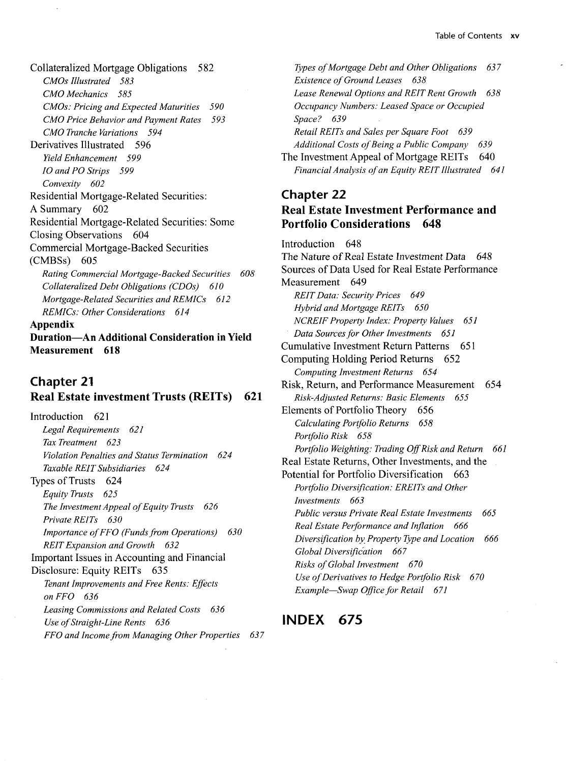Collateralized Mortgage Obligations 582

*CMOs Illustrated 583*

*CMO Mechanics 585*

*CMOs: Pricing and Expected Maturities 590*

*CMO Price Behavior and Payment Rates 593*

*CMO Tranche Variations 594*

Derivatives Illustrated 596

*Yield Enhancement 599*

*IO and PO Strips 599*

*Convexity 602*

Residential Mortgage-Related Securities: A Summary 602

Residential Mortgage-Related Securities: Some Closing Observations 604

Commercial Mortgage-Backed Securities (CMBSs) 605

*Rating Commercial Mortgage-Backed Securities 608*

*Collateralized Debt Obligations (CDOs) 610*

*Mortgage-Related Securities and REMICs 612*

*REMICs: Other Considerations 614*

**Appendix**
**Duration—An Additional Consideration in Yield Measurement 618**

## Chapter 21
## Real Estate investment Trusts (REITs) 621

Introduction 621

*Legal Requirements 621*

*Tax Treatment 623*

*Violation Penalties and Status Termination 624*

*Taxable REIT Subsidiaries 624*

Types of Trusts 624

*Equity Trusts 625*

*The Investment Appeal of Equity Trusts 626*

*Private REITs 630*

*Importance of FFO (Funds from Operations) 630*

*REIT Expansion and Growth 632*

Important Issues in Accounting and Financial Disclosure: Equity REITs 635

*Tenant Improvements and Free Rents: Effects on FFO 636*

*Leasing Commissions and Related Costs 636*

*Use of Straight-Line Rents 636*

*FFO and Income from Managing Other Properties 637*

*Types of Mortgage Debt and Other Obligations 637*

*Existence of Ground Leases 638*

*Lease Renewal Options and REIT Rent Growth 638*

*Occupancy Numbers: Leased Space or Occupied Space? 639*

*Retail REITs and Sales per Square Foot 639*

*Additional Costs of Being a Public Company 639*

The Investment Appeal of Mortgage REITs 640

*Financial Analysis of an Equity REIT Illustrated 641*

## Chapter 22
## Real Estate Investment Performance and Portfolio Considerations 648

Introduction 648

The Nature of Real Estate Investment Data 648

Sources of Data Used for Real Estate Performance Measurement 649

*REIT Data: Security Prices 649*

*Hybrid and Mortgage REITs 650*

*NCREIF Property Index: Property Values 651*

*Data Sources for Other Investments 651*

Cumulative Investment Return Patterns 651

Computing Holding Period Returns 652

*Computing Investment Returns 654*

Risk, Return, and Performance Measurement 654

*Risk-Adjusted Returns: Basic Elements 655*

Elements of Portfolio Theory 656

*Calculating Portfolio Returns 658*

*Portfolio Risk 658*

*Portfolio Weighting: Trading Off Risk and Return 661*

Real Estate Returns, Other Investments, and the Potential for Portfolio Diversification 663

*Portfolio Diversification: EREITs and Other Investments 663*

*Public versus Private Real Estate Investments 665*

*Real Estate Performance and Inflation 666*

*Diversification by Property Type and Location 666*

*Global Diversification 667*

*Risks of Global Investment 670*

*Use of Derivatives to Hedge Portfolio Risk 670*

*Example—Swap Office for Retail 671*

## INDEX 675